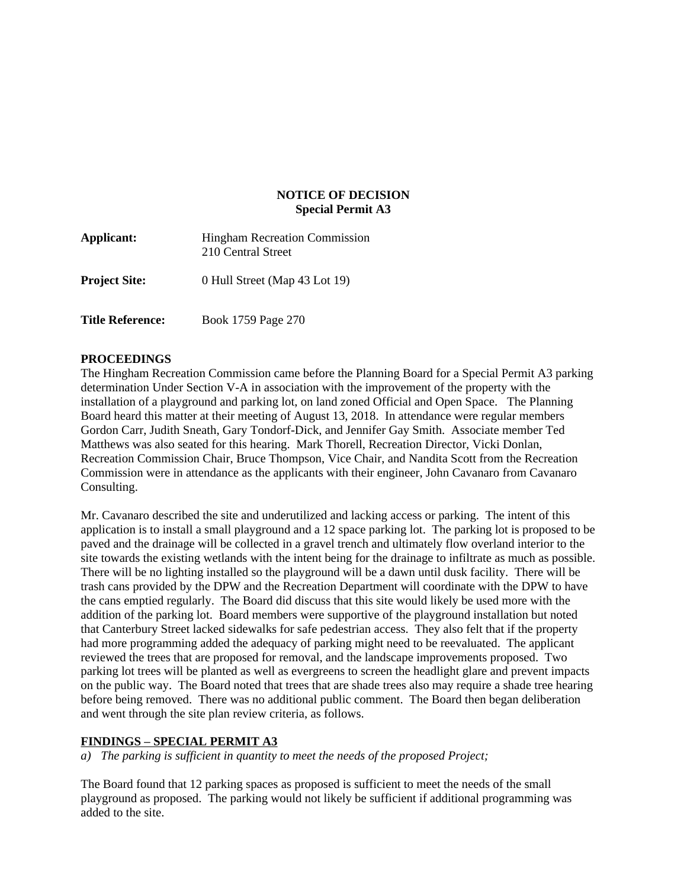**NOTICE OF DECISION**
**Special Permit A3**

**Applicant:** Hingham Recreation Commission
210 Central Street

**Project Site:** 0 Hull Street (Map 43 Lot 19)

**Title Reference:** Book 1759 Page 270

**PROCEEDINGS**

The Hingham Recreation Commission came before the Planning Board for a Special Permit A3 parking determination Under Section V-A in association with the improvement of the property with the installation of a playground and parking lot, on land zoned Official and Open Space. The Planning Board heard this matter at their meeting of August 13, 2018. In attendance were regular members Gordon Carr, Judith Sneath, Gary Tondorf-Dick, and Jennifer Gay Smith. Associate member Ted Matthews was also seated for this hearing. Mark Thorell, Recreation Director, Vicki Donlan, Recreation Commission Chair, Bruce Thompson, Vice Chair, and Nandita Scott from the Recreation Commission were in attendance as the applicants with their engineer, John Cavanaro from Cavanaro Consulting.

Mr. Cavanaro described the site and underutilized and lacking access or parking. The intent of this application is to install a small playground and a 12 space parking lot. The parking lot is proposed to be paved and the drainage will be collected in a gravel trench and ultimately flow overland interior to the site towards the existing wetlands with the intent being for the drainage to infiltrate as much as possible. There will be no lighting installed so the playground will be a dawn until dusk facility. There will be trash cans provided by the DPW and the Recreation Department will coordinate with the DPW to have the cans emptied regularly. The Board did discuss that this site would likely be used more with the addition of the parking lot. Board members were supportive of the playground installation but noted that Canterbury Street lacked sidewalks for safe pedestrian access. They also felt that if the property had more programming added the adequacy of parking might need to be reevaluated. The applicant reviewed the trees that are proposed for removal, and the landscape improvements proposed. Two parking lot trees will be planted as well as evergreens to screen the headlight glare and prevent impacts on the public way. The Board noted that trees that are shade trees also may require a shade tree hearing before being removed. There was no additional public comment. The Board then began deliberation and went through the site plan review criteria, as follows.

**FINDINGS – SPECIAL PERMIT A3**

*a) The parking is sufficient in quantity to meet the needs of the proposed Project;*

The Board found that 12 parking spaces as proposed is sufficient to meet the needs of the small playground as proposed. The parking would not likely be sufficient if additional programming was added to the site.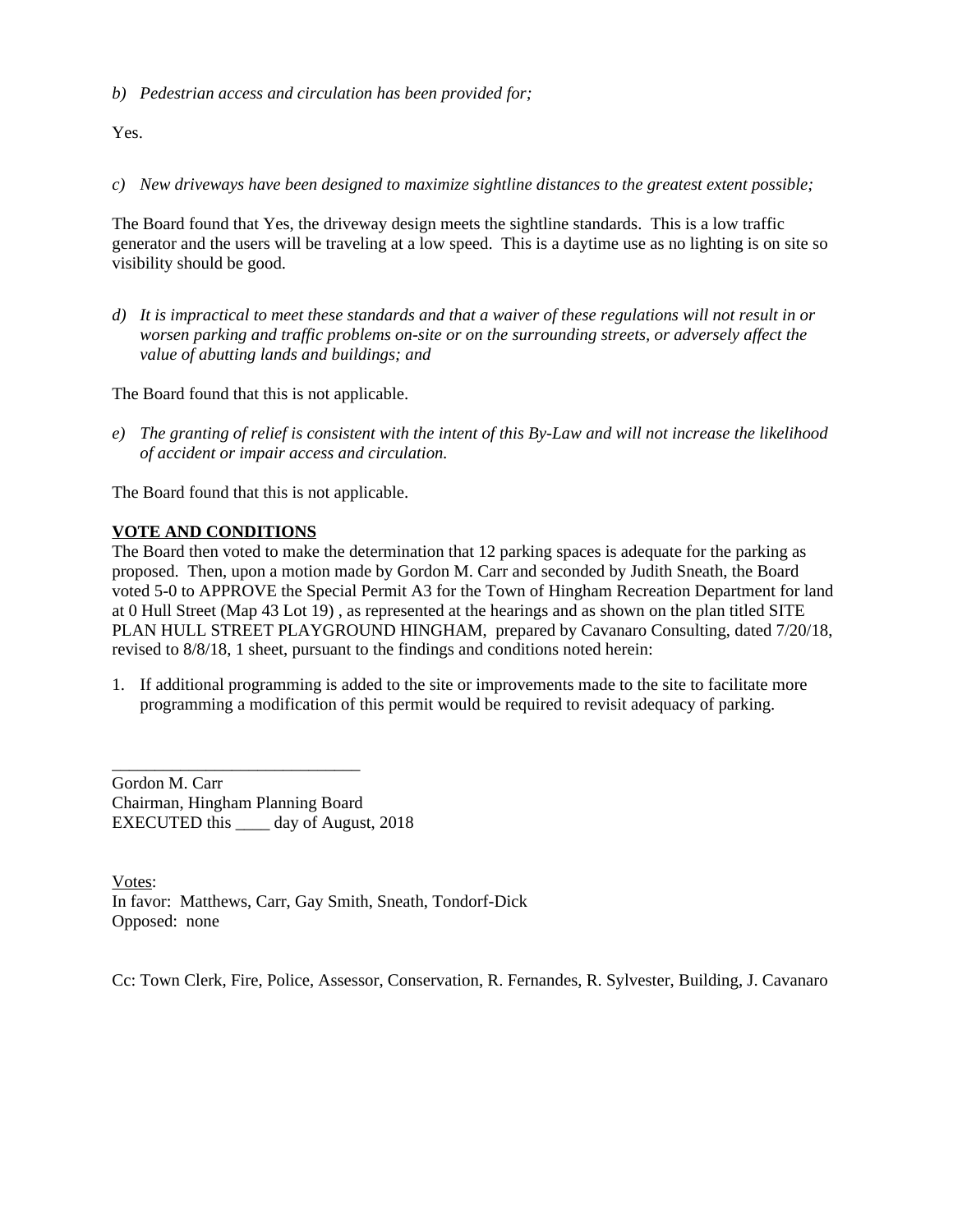*b) Pedestrian access and circulation has been provided for;*

Yes.

*c) New driveways have been designed to maximize sightline distances to the greatest extent possible;*

The Board found that Yes, the driveway design meets the sightline standards. This is a low traffic generator and the users will be traveling at a low speed. This is a daytime use as no lighting is on site so visibility should be good.

*d) It is impractical to meet these standards and that a waiver of these regulations will not result in or worsen parking and traffic problems on-site or on the surrounding streets, or adversely affect the value of abutting lands and buildings; and*

The Board found that this is not applicable.

*e) The granting of relief is consistent with the intent of this By-Law and will not increase the likelihood of accident or impair access and circulation.*

The Board found that this is not applicable.

**VOTE AND CONDITIONS**

The Board then voted to make the determination that 12 parking spaces is adequate for the parking as proposed. Then, upon a motion made by Gordon M. Carr and seconded by Judith Sneath, the Board voted 5-0 to APPROVE the Special Permit A3 for the Town of Hingham Recreation Department for land at 0 Hull Street (Map 43 Lot 19) , as represented at the hearings and as shown on the plan titled SITE PLAN HULL STREET PLAYGROUND HINGHAM, prepared by Cavanaro Consulting, dated 7/20/18, revised to 8/8/18, 1 sheet, pursuant to the findings and conditions noted herein:

1. If additional programming is added to the site or improvements made to the site to facilitate more programming a modification of this permit would be required to revisit adequacy of parking.

_____________________________

Gordon M. Carr
Chairman, Hingham Planning Board
EXECUTED this ____ day of August, 2018

Votes:
In favor: Matthews, Carr, Gay Smith, Sneath, Tondorf-Dick
Opposed: none

Cc: Town Clerk, Fire, Police, Assessor, Conservation, R. Fernandes, R. Sylvester, Building, J. Cavanaro